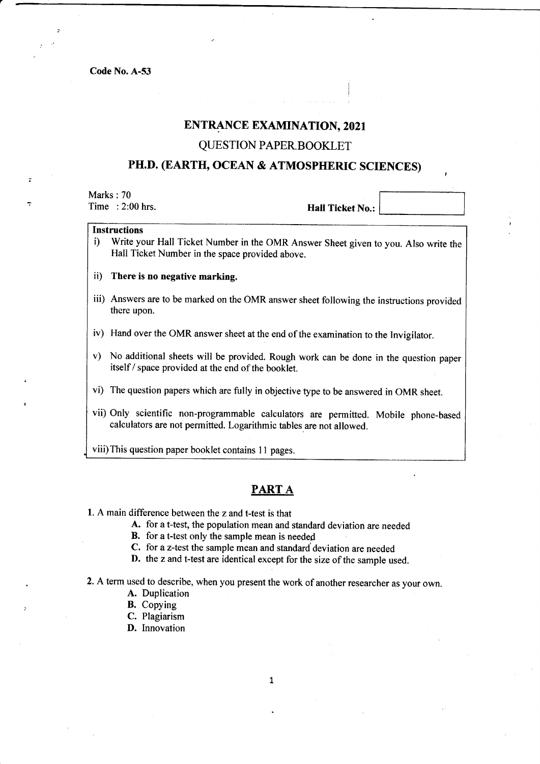Code No. A-53

# ENTRANCE EXAMINATION, 2021

## QUESTION PAPER BOOKLET

## PH.D. (EARTH, OCEAN & ATMOSPHERIC SCIENCES)

Marks : 70
Time : 2:00 hrs.

**Hall Ticket No.:**

**Instructions**

i) Write your Hall Ticket Number in the OMR Answer Sheet given to you. Also write the Hall Ticket Number in the space provided above.

ii) **There is no negative marking.**

iii) Answers are to be marked on the OMR answer sheet following the instructions provided there upon.

iv) Hand over the OMR answer sheet at the end of the examination to the Invigilator.

v) No additional sheets will be provided. Rough work can be done in the question paper itself / space provided at the end of the booklet.

vi) The question papers which are fully in objective type to be answered in OMR sheet.

vii) Only scientific non-programmable calculators are permitted. Mobile phone-based calculators are not permitted. Logarithmic tables are not allowed.

viii) This question paper booklet contains 11 pages.

## PART A

**1.** A main difference between the z and t-test is that

**A.** for a t-test, the population mean and standard deviation are needed
**B.** for a t-test only the sample mean is needed
**C.** for a z-test the sample mean and standard deviation are needed
**D.** the z and t-test are identical except for the size of the sample used.

**2.** A term used to describe, when you present the work of another researcher as your own.

**A.** Duplication
**B.** Copying
**C.** Plagiarism
**D.** Innovation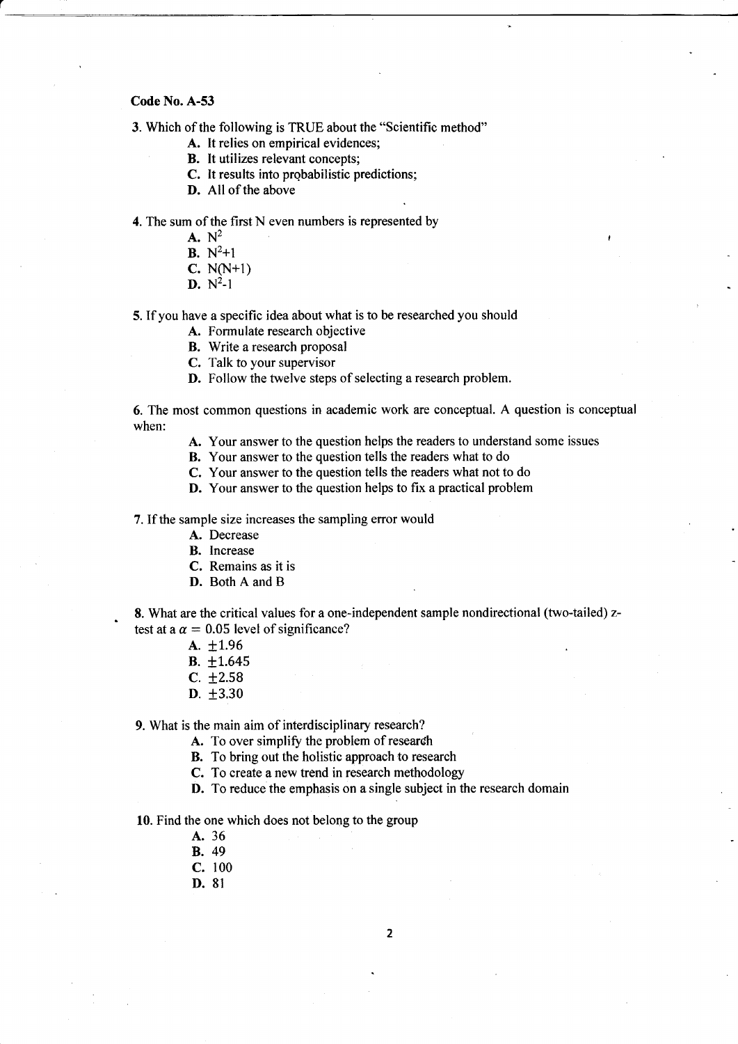**Code No. A-53**

3. Which of the following is TRUE about the "Scientific method"
   - **A.** It relies on empirical evidences;
   - **B.** It utilizes relevant concepts;
   - **C.** It results into probabilistic predictions;
   - **D.** All of the above

4. The sum of the first N even numbers is represented by
   - **A.** $N^2$
   - **B.** $N^2+1$
   - **C.** $N(N+1)$
   - **D.** $N^2-1$

5. If you have a specific idea about what is to be researched you should
   - **A.** Formulate research objective
   - **B.** Write a research proposal
   - **C.** Talk to your supervisor
   - **D.** Follow the twelve steps of selecting a research problem.

6. The most common questions in academic work are conceptual. A question is conceptual when:
   - **A.** Your answer to the question helps the readers to understand some issues
   - **B.** Your answer to the question tells the readers what to do
   - **C.** Your answer to the question tells the readers what not to do
   - **D.** Your answer to the question helps to fix a practical problem

7. If the sample size increases the sampling error would
   - **A.** Decrease
   - **B.** Increase
   - **C.** Remains as it is
   - **D.** Both A and B

8. What are the critical values for a one-independent sample nondirectional (two-tailed) z-test at a $\alpha = 0.05$ level of significance?
   - **A.** $\pm 1.96$
   - **B.** $\pm 1.645$
   - **C.** $\pm 2.58$
   - **D.** $\pm 3.30$

9. What is the main aim of interdisciplinary research?
   - **A.** To over simplify the problem of research
   - **B.** To bring out the holistic approach to research
   - **C.** To create a new trend in research methodology
   - **D.** To reduce the emphasis on a single subject in the research domain

10. Find the one which does not belong to the group
    - **A.** 36
    - **B.** 49
    - **C.** 100
    - **D.** 81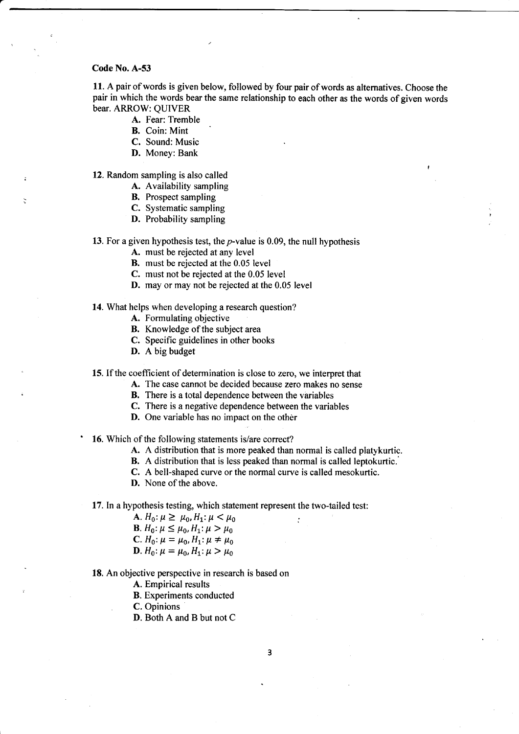**Code No. A-53**

11. A pair of words is given below, followed by four pair of words as alternatives. Choose the pair in which the words bear the same relationship to each other as the words of given words bear. ARROW: QUIVER

- **A.** Fear: Tremble
- **B.** Coin: Mint
- **C.** Sound: Music
- **D.** Money: Bank

12. Random sampling is also called

- **A.** Availability sampling
- **B.** Prospect sampling
- **C.** Systematic sampling
- **D.** Probability sampling

13. For a given hypothesis test, the *p*-value is 0.09, the null hypothesis

- **A.** must be rejected at any level
- **B.** must be rejected at the 0.05 level
- **C.** must not be rejected at the 0.05 level
- **D.** may or may not be rejected at the 0.05 level

14. What helps when developing a research question?

- **A.** Formulating objective
- **B.** Knowledge of the subject area
- **C.** Specific guidelines in other books
- **D.** A big budget

15. If the coefficient of determination is close to zero, we interpret that

- **A.** The case cannot be decided because zero makes no sense
- **B.** There is a total dependence between the variables
- **C.** There is a negative dependence between the variables
- **D.** One variable has no impact on the other

16. Which of the following statements is/are correct?

- **A.** A distribution that is more peaked than normal is called platykurtic.
- **B.** A distribution that is less peaked than normal is called leptokurtic.
- **C.** A bell-shaped curve or the normal curve is called mesokurtic.
- **D.** None of the above.

17. In a hypothesis testing, which statement represent the two-tailed test:

- **A.** $H_0: \mu \geq \mu_0, H_1: \mu < \mu_0$
- **B.** $H_0: \mu \leq \mu_0, H_1: \mu > \mu_0$
- **C.** $H_0: \mu = \mu_0, H_1: \mu \neq \mu_0$
- **D.** $H_0: \mu = \mu_0, H_1: \mu > \mu_0$

18. An objective perspective in research is based on

- **A.** Empirical results
- **B.** Experiments conducted
- **C.** Opinions
- **D.** Both A and B but not C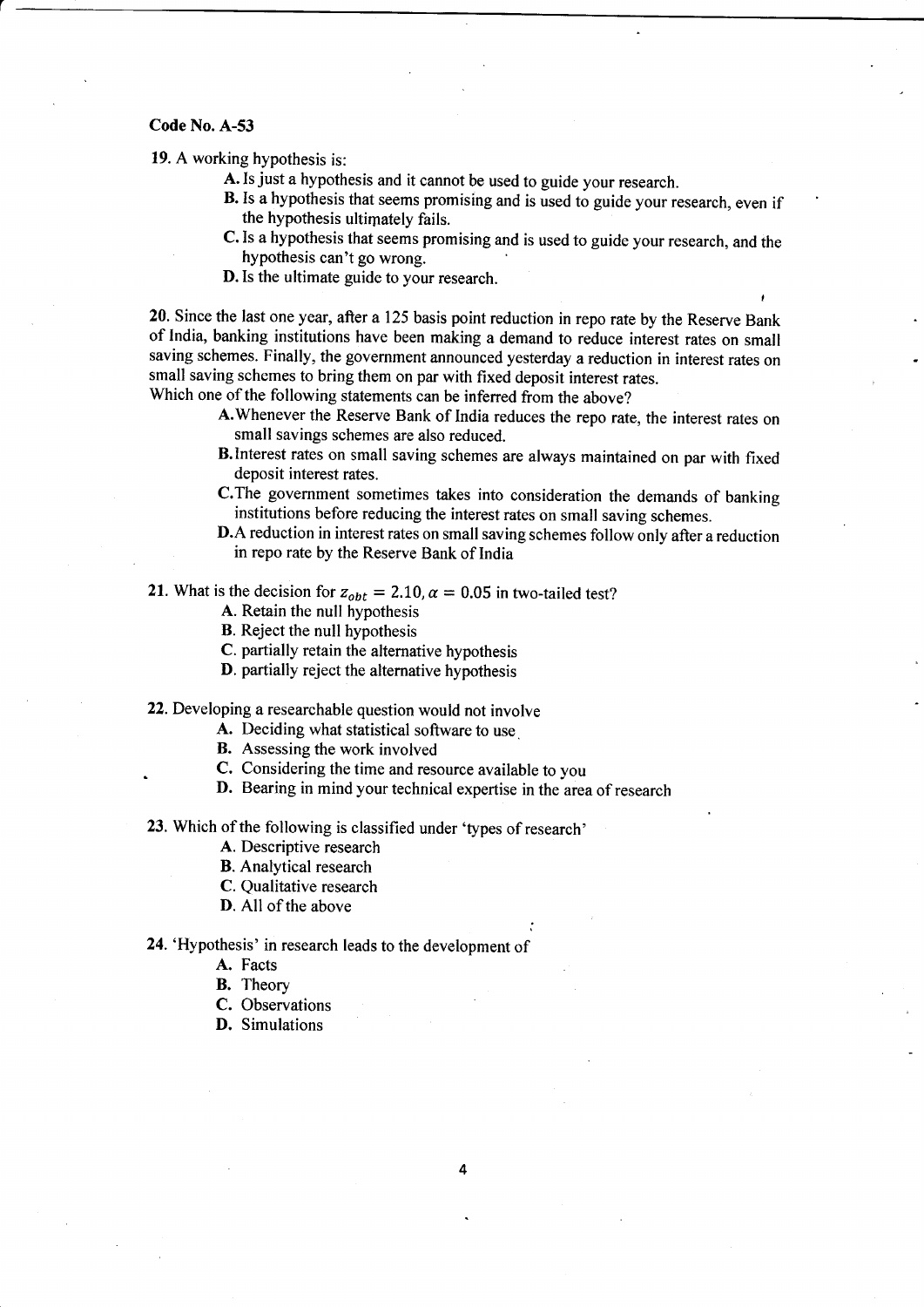**Code No. A-53**

19. A working hypothesis is:

   A. Is just a hypothesis and it cannot be used to guide your research.
   B. Is a hypothesis that seems promising and is used to guide your research, even if the hypothesis ultimately fails.
   C. Is a hypothesis that seems promising and is used to guide your research, and the hypothesis can't go wrong.
   D. Is the ultimate guide to your research.

20. Since the last one year, after a 125 basis point reduction in repo rate by the Reserve Bank of India, banking institutions have been making a demand to reduce interest rates on small saving schemes. Finally, the government announced yesterday a reduction in interest rates on small saving schemes to bring them on par with fixed deposit interest rates.
Which one of the following statements can be inferred from the above?

   A. Whenever the Reserve Bank of India reduces the repo rate, the interest rates on small savings schemes are also reduced.
   B. Interest rates on small saving schemes are always maintained on par with fixed deposit interest rates.
   C. The government sometimes takes into consideration the demands of banking institutions before reducing the interest rates on small saving schemes.
   D. A reduction in interest rates on small saving schemes follow only after a reduction in repo rate by the Reserve Bank of India

21. What is the decision for $z_{obt} = 2.10, \alpha = 0.05$ in two-tailed test?

   A. Retain the null hypothesis
   B. Reject the null hypothesis
   C. partially retain the alternative hypothesis
   D. partially reject the alternative hypothesis

22. Developing a researchable question would not involve

   A. Deciding what statistical software to use
   B. Assessing the work involved
   C. Considering the time and resource available to you
   D. Bearing in mind your technical expertise in the area of research

23. Which of the following is classified under 'types of research'

   A. Descriptive research
   B. Analytical research
   C. Qualitative research
   D. All of the above

24. 'Hypothesis' in research leads to the development of

   A. Facts
   B. Theory
   C. Observations
   D. Simulations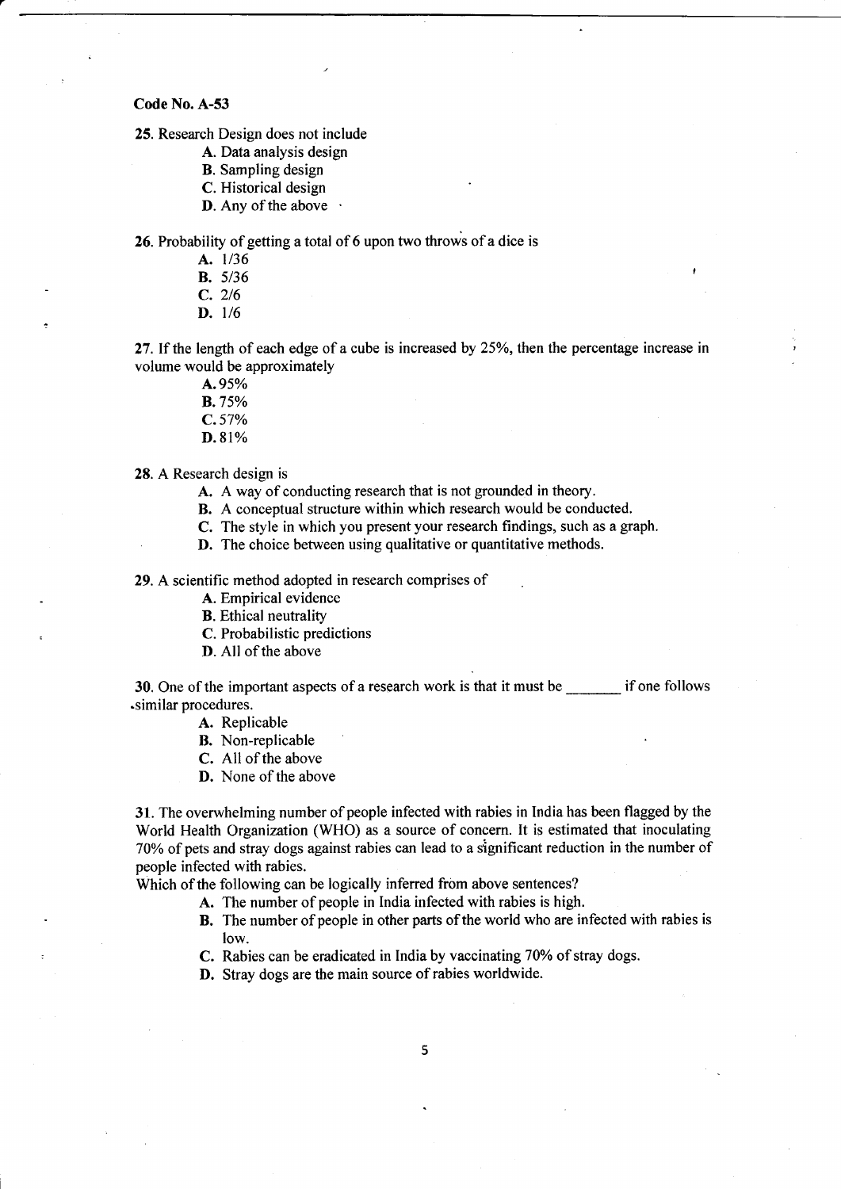**Code No. A-53**

25. Research Design does not include

- **A.** Data analysis design
- **B.** Sampling design
- **C.** Historical design
- **D.** Any of the above

26. Probability of getting a total of 6 upon two throws of a dice is

- **A.** 1/36
- **B.** 5/36
- **C.** 2/6
- **D.** 1/6

27. If the length of each edge of a cube is increased by 25%, then the percentage increase in volume would be approximately

- **A.** 95%
- **B.** 75%
- **C.** 57%
- **D.** 81%

28. A Research design is

- **A.** A way of conducting research that is not grounded in theory.
- **B.** A conceptual structure within which research would be conducted.
- **C.** The style in which you present your research findings, such as a graph.
- **D.** The choice between using qualitative or quantitative methods.

29. A scientific method adopted in research comprises of

- **A.** Empirical evidence
- **B.** Ethical neutrality
- **C.** Probabilistic predictions
- **D.** All of the above

30. One of the important aspects of a research work is that it must be _______ if one follows similar procedures.

- **A.** Replicable
- **B.** Non-replicable
- **C.** All of the above
- **D.** None of the above

31. The overwhelming number of people infected with rabies in India has been flagged by the World Health Organization (WHO) as a source of concern. It is estimated that inoculating 70% of pets and stray dogs against rabies can lead to a significant reduction in the number of people infected with rabies.

Which of the following can be logically inferred from above sentences?

- **A.** The number of people in India infected with rabies is high.
- **B.** The number of people in other parts of the world who are infected with rabies is low.
- **C.** Rabies can be eradicated in India by vaccinating 70% of stray dogs.
- **D.** Stray dogs are the main source of rabies worldwide.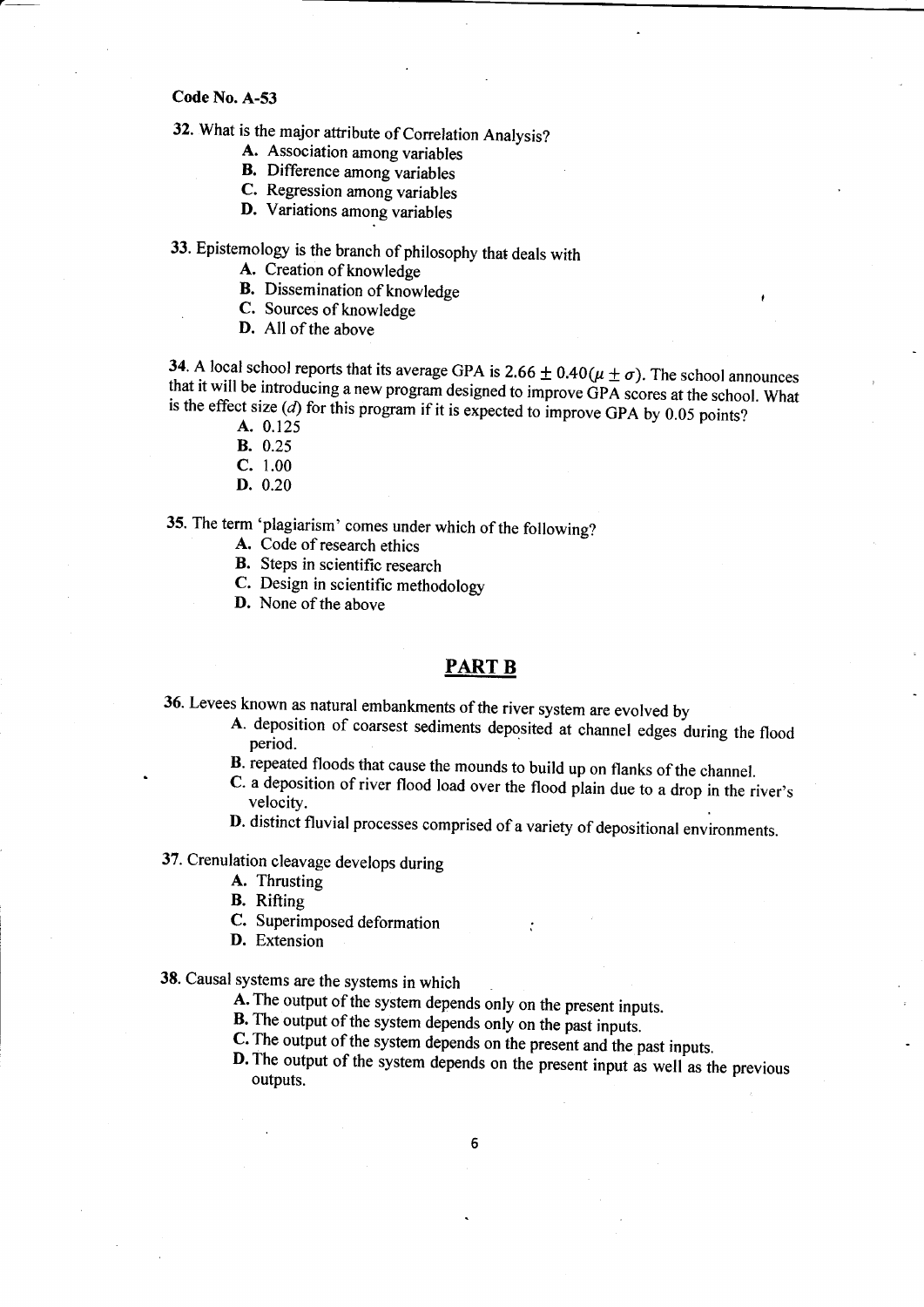Code No. A-53

32. What is the major attribute of Correlation Analysis?
    - A. Association among variables
    - B. Difference among variables
    - C. Regression among variables
    - D. Variations among variables

33. Epistemology is the branch of philosophy that deals with
    - A. Creation of knowledge
    - B. Dissemination of knowledge
    - C. Sources of knowledge
    - D. All of the above

34. A local school reports that its average GPA is $2.66 \pm 0.40 (\mu \pm \sigma)$. The school announces that it will be introducing a new program designed to improve GPA scores at the school. What is the effect size ($d$) for this program if it is expected to improve GPA by 0.05 points?
    - A. 0.125
    - B. 0.25
    - C. 1.00
    - D. 0.20

35. The term 'plagiarism' comes under which of the following?
    - A. Code of research ethics
    - B. Steps in scientific research
    - C. Design in scientific methodology
    - D. None of the above

## PART B

36. Levees known as natural embankments of the river system are evolved by
    - A. deposition of coarsest sediments deposited at channel edges during the flood period.
    - B. repeated floods that cause the mounds to build up on flanks of the channel.
    - C. a deposition of river flood load over the flood plain due to a drop in the river's velocity.
    - D. distinct fluvial processes comprised of a variety of depositional environments.

37. Crenulation cleavage develops during
    - A. Thrusting
    - B. Rifting
    - C. Superimposed deformation
    - D. Extension

38. Causal systems are the systems in which
    - A. The output of the system depends only on the present inputs.
    - B. The output of the system depends only on the past inputs.
    - C. The output of the system depends on the present and the past inputs.
    - D. The output of the system depends on the present input as well as the previous outputs.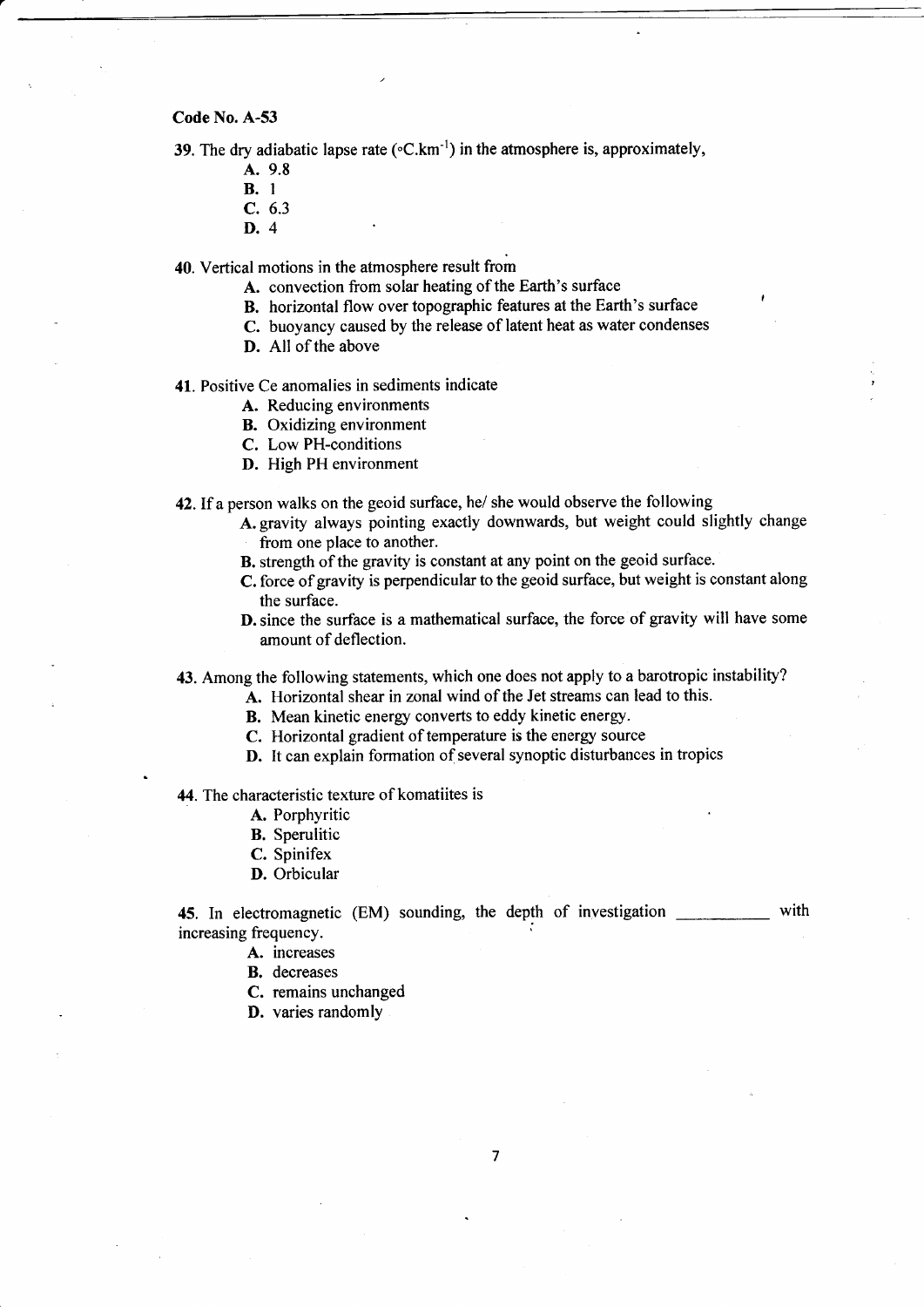**Code No. A-53**

39. The dry adiabatic lapse rate ($^\circ C.km^{-1}$) in the atmosphere is, approximately,

   A. 9.8
   B. 1
   C. 6.3
   D. 4

40. Vertical motions in the atmosphere result from

   A. convection from solar heating of the Earth's surface
   B. horizontal flow over topographic features at the Earth's surface
   C. buoyancy caused by the release of latent heat as water condenses
   D. All of the above

41. Positive Ce anomalies in sediments indicate

   A. Reducing environments
   B. Oxidizing environment
   C. Low PH-conditions
   D. High PH environment

42. If a person walks on the geoid surface, he/ she would observe the following

   A. gravity always pointing exactly downwards, but weight could slightly change from one place to another.
   B. strength of the gravity is constant at any point on the geoid surface.
   C. force of gravity is perpendicular to the geoid surface, but weight is constant along the surface.
   D. since the surface is a mathematical surface, the force of gravity will have some amount of deflection.

43. Among the following statements, which one does not apply to a barotropic instability?

   A. Horizontal shear in zonal wind of the Jet streams can lead to this.
   B. Mean kinetic energy converts to eddy kinetic energy.
   C. Horizontal gradient of temperature is the energy source
   D. It can explain formation of several synoptic disturbances in tropics

44. The characteristic texture of komatiites is

   A. Porphyritic
   B. Sperulitic
   C. Spinifex
   D. Orbicular

45. In electromagnetic (EM) sounding, the depth of investigation __________ with increasing frequency.

   A. increases
   B. decreases
   C. remains unchanged
   D. varies randomly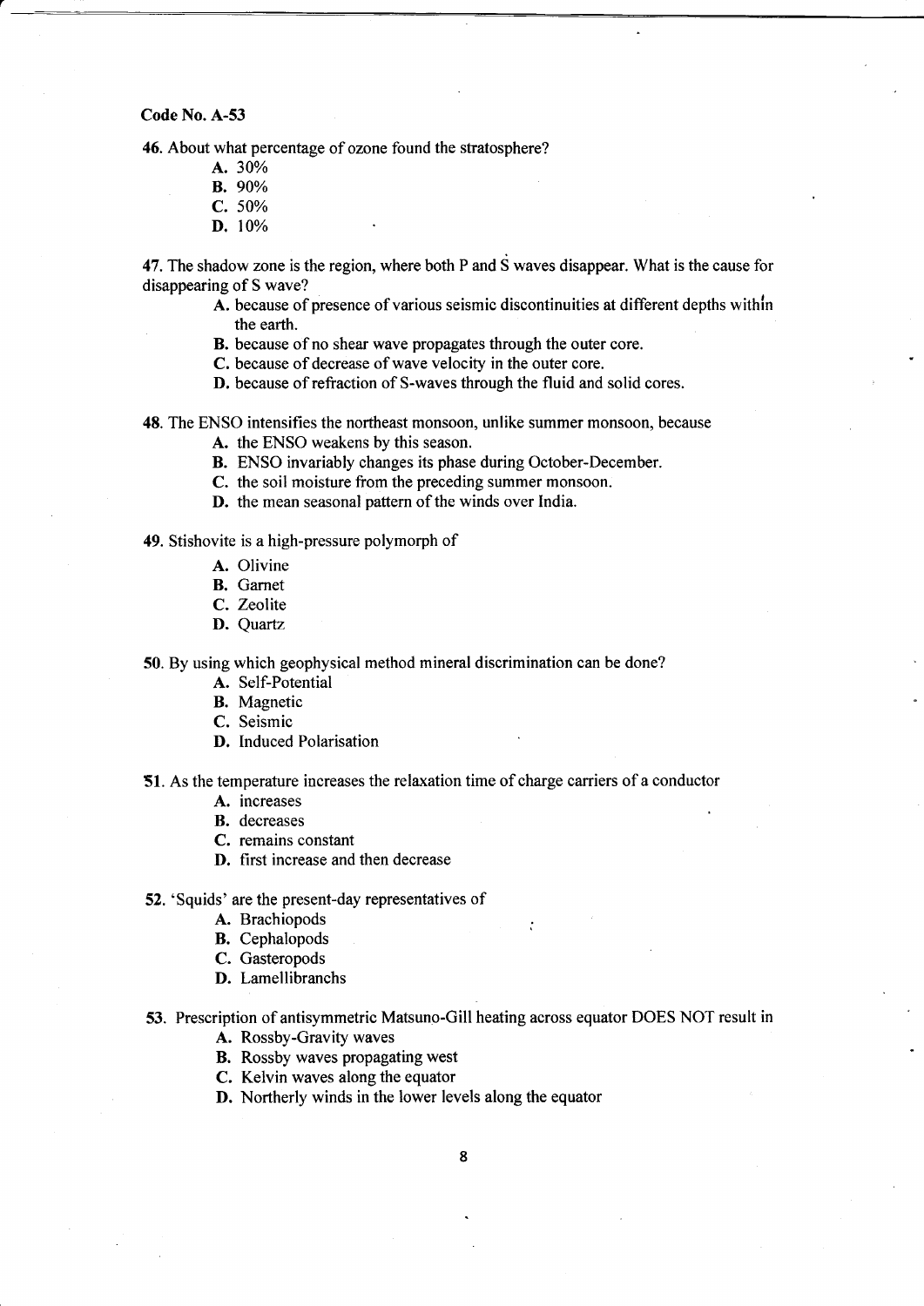**Code No. A-53**

46. About what percentage of ozone found the stratosphere?

   A. 30%
   B. 90%
   C. 50%
   D. 10%

47. The shadow zone is the region, where both P and S waves disappear. What is the cause for disappearing of S wave?

   A. because of presence of various seismic discontinuities at different depths within the earth.
   B. because of no shear wave propagates through the outer core.
   C. because of decrease of wave velocity in the outer core.
   D. because of refraction of S-waves through the fluid and solid cores.

48. The ENSO intensifies the northeast monsoon, unlike summer monsoon, because

   A. the ENSO weakens by this season.
   B. ENSO invariably changes its phase during October-December.
   C. the soil moisture from the preceding summer monsoon.
   D. the mean seasonal pattern of the winds over India.

49. Stishovite is a high-pressure polymorph of

   A. Olivine
   B. Garnet
   C. Zeolite
   D. Quartz

50. By using which geophysical method mineral discrimination can be done?

   A. Self-Potential
   B. Magnetic
   C. Seismic
   D. Induced Polarisation

51. As the temperature increases the relaxation time of charge carriers of a conductor

   A. increases
   B. decreases
   C. remains constant
   D. first increase and then decrease

52. 'Squids' are the present-day representatives of

   A. Brachiopods
   B. Cephalopods
   C. Gasteropods
   D. Lamellibranchs

53. Prescription of antisymmetric Matsuno-Gill heating across equator DOES NOT result in

   A. Rossby-Gravity waves
   B. Rossby waves propagating west
   C. Kelvin waves along the equator
   D. Northerly winds in the lower levels along the equator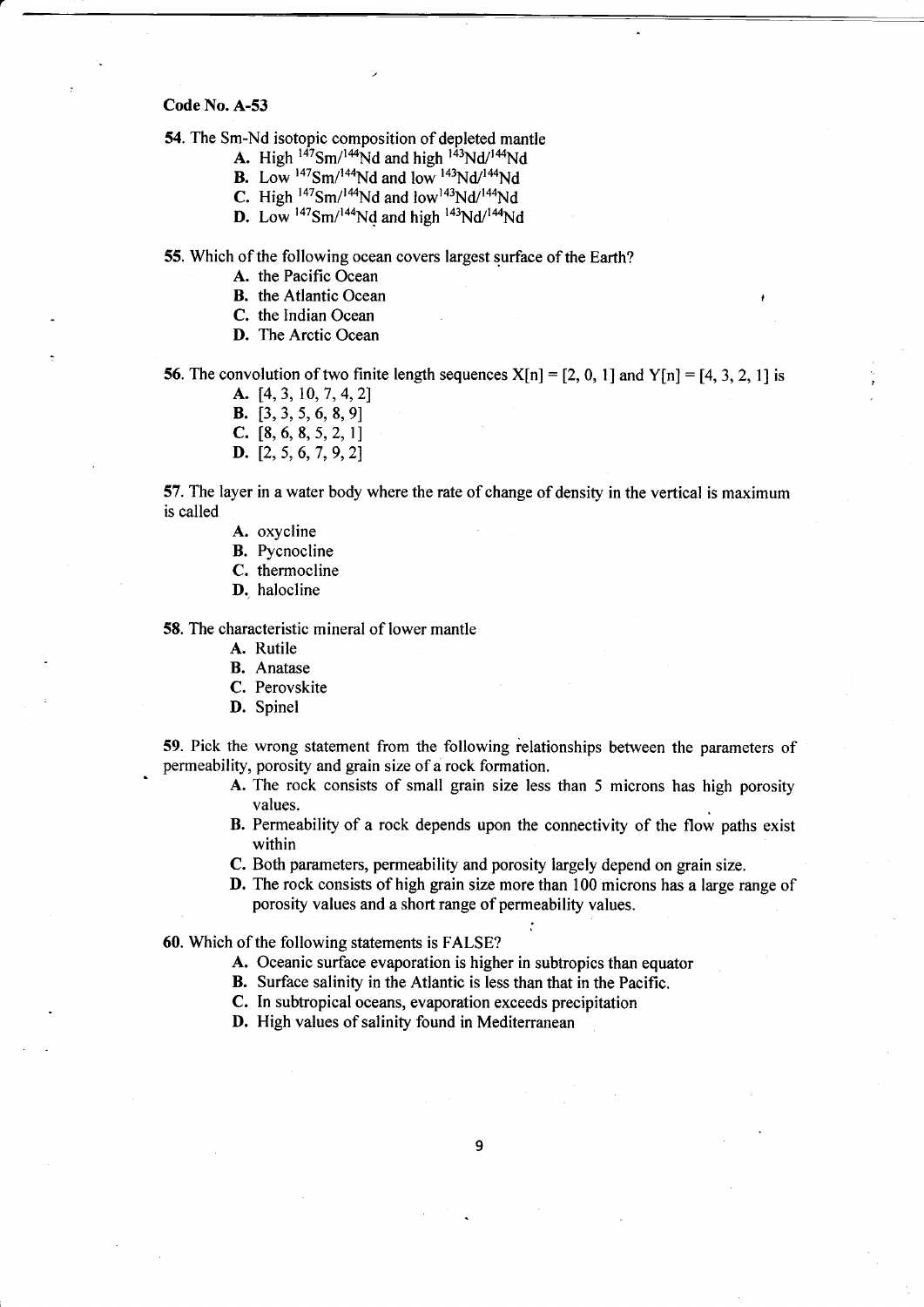**Code No. A-53**

**54.** The Sm-Nd isotopic composition of depleted mantle

- **A.** High $^{147}Sm/^{144}Nd$ and high $^{143}Nd/^{144}Nd$
- **B.** Low $^{147}Sm/^{144}Nd$ and low $^{143}Nd/^{144}Nd$
- **C.** High $^{147}Sm/^{144}Nd$ and low $^{143}Nd/^{144}Nd$
- **D.** Low $^{147}Sm/^{144}Nd$ and high $^{143}Nd/^{144}Nd$

**55.** Which of the following ocean covers largest surface of the Earth?

- **A.** the Pacific Ocean
- **B.** the Atlantic Ocean
- **C.** the Indian Ocean
- **D.** The Arctic Ocean

**56.** The convolution of two finite length sequences $X[n] = [2, 0, 1]$ and $Y[n] = [4, 3, 2, 1]$ is

- **A.** [4, 3, 10, 7, 4, 2]
- **B.** [3, 3, 5, 6, 8, 9]
- **C.** [8, 6, 8, 5, 2, 1]
- **D.** [2, 5, 6, 7, 9, 2]

**57.** The layer in a water body where the rate of change of density in the vertical is maximum is called

- **A.** oxycline
- **B.** Pycnocline
- **C.** thermocline
- **D.** halocline

**58.** The characteristic mineral of lower mantle

- **A.** Rutile
- **B.** Anatase
- **C.** Perovskite
- **D.** Spinel

**59.** Pick the wrong statement from the following relationships between the parameters of permeability, porosity and grain size of a rock formation.

- **A.** The rock consists of small grain size less than 5 microns has high porosity values.
- **B.** Permeability of a rock depends upon the connectivity of the flow paths exist within
- **C.** Both parameters, permeability and porosity largely depend on grain size.
- **D.** The rock consists of high grain size more than 100 microns has a large range of porosity values and a short range of permeability values.

**60.** Which of the following statements is FALSE?

- **A.** Oceanic surface evaporation is higher in subtropics than equator
- **B.** Surface salinity in the Atlantic is less than that in the Pacific.
- **C.** In subtropical oceans, evaporation exceeds precipitation
- **D.** High values of salinity found in Mediterranean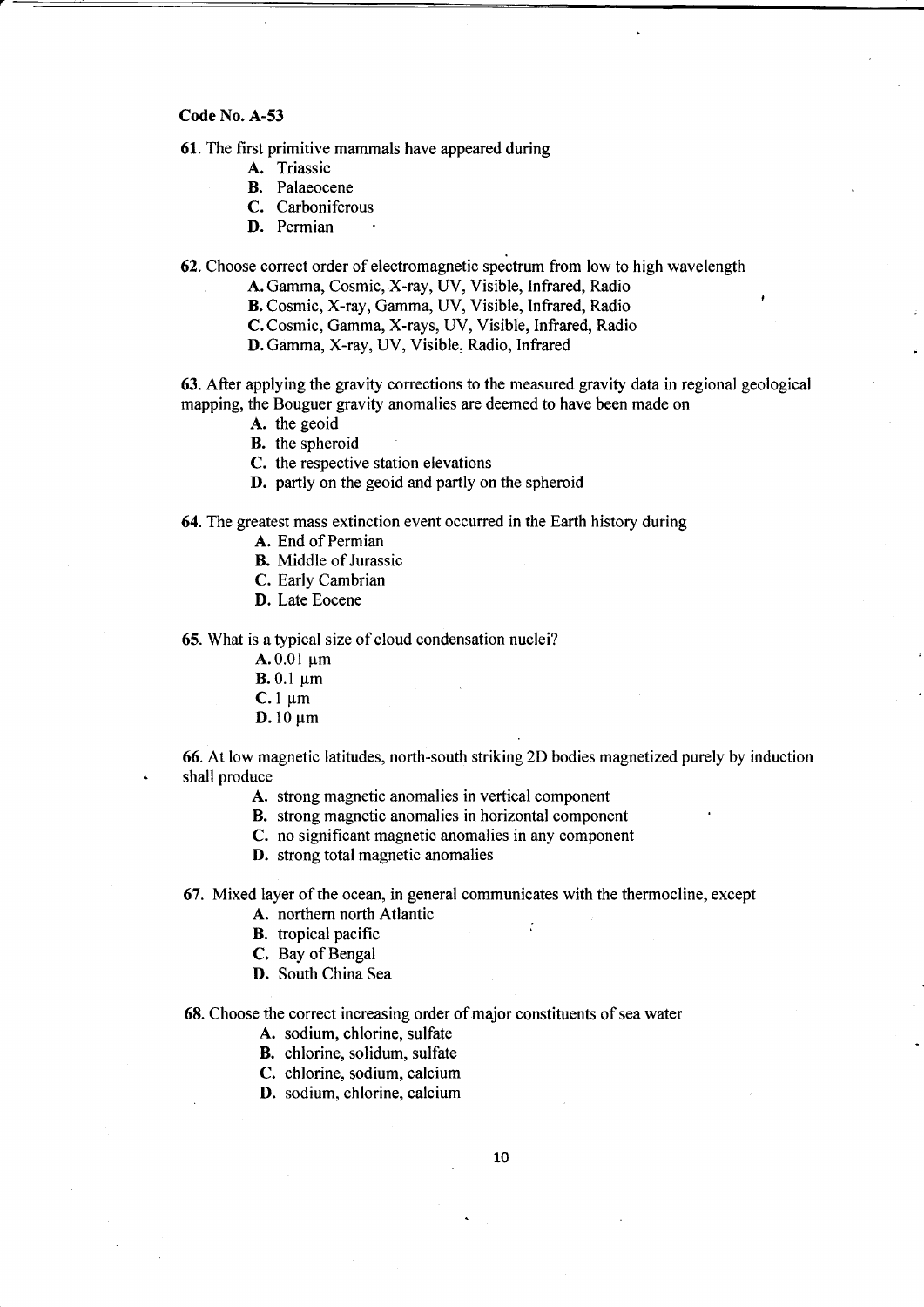**Code No. A-53**

**61.** The first primitive mammals have appeared during

- **A.** Triassic
- **B.** Palaeocene
- **C.** Carboniferous
- **D.** Permian

**62.** Choose correct order of electromagnetic spectrum from low to high wavelength

- **A.** Gamma, Cosmic, X-ray, UV, Visible, Infrared, Radio
- **B.** Cosmic, X-ray, Gamma, UV, Visible, Infrared, Radio
- **C.** Cosmic, Gamma, X-rays, UV, Visible, Infrared, Radio
- **D.** Gamma, X-ray, UV, Visible, Radio, Infrared

**63.** After applying the gravity corrections to the measured gravity data in regional geological mapping, the Bouguer gravity anomalies are deemed to have been made on

- **A.** the geoid
- **B.** the spheroid
- **C.** the respective station elevations
- **D.** partly on the geoid and partly on the spheroid

**64.** The greatest mass extinction event occurred in the Earth history during

- **A.** End of Permian
- **B.** Middle of Jurassic
- **C.** Early Cambrian
- **D.** Late Eocene

**65.** What is a typical size of cloud condensation nuclei?

- **A.** 0.01 μm
- **B.** 0.1 μm
- **C.** 1 μm
- **D.** 10 μm

**66.** At low magnetic latitudes, north-south striking 2D bodies magnetized purely by induction shall produce

- **A.** strong magnetic anomalies in vertical component
- **B.** strong magnetic anomalies in horizontal component
- **C.** no significant magnetic anomalies in any component
- **D.** strong total magnetic anomalies

**67.** Mixed layer of the ocean, in general communicates with the thermocline, except

- **A.** northern north Atlantic
- **B.** tropical pacific
- **C.** Bay of Bengal
- **D.** South China Sea

**68.** Choose the correct increasing order of major constituents of sea water

- **A.** sodium, chlorine, sulfate
- **B.** chlorine, solidum, sulfate
- **C.** chlorine, sodium, calcium
- **D.** sodium, chlorine, calcium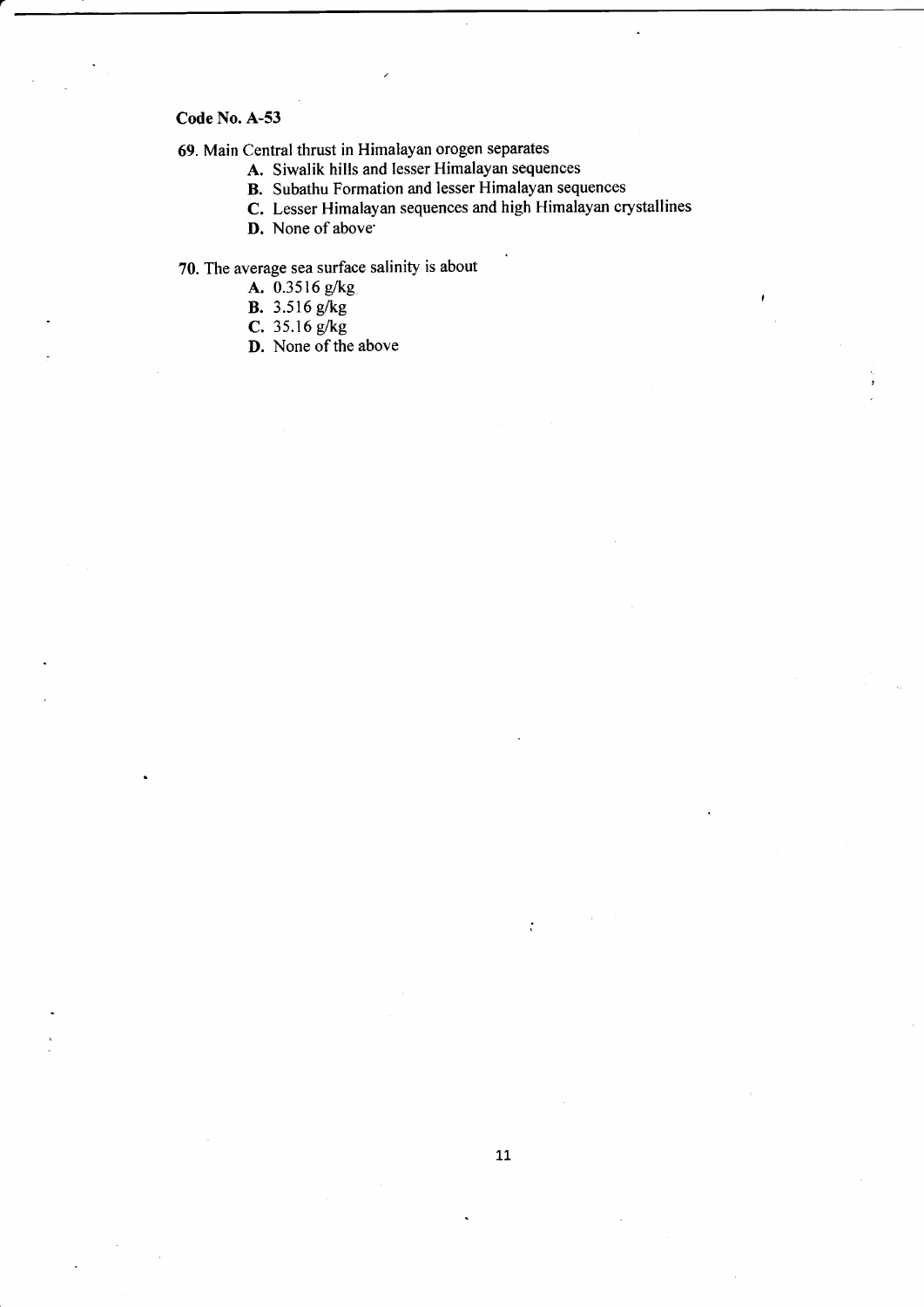**Code No. A-53**

69. Main Central thrust in Himalayan orogen separates

   **A.** Siwalik hills and lesser Himalayan sequences
   **B.** Subathu Formation and lesser Himalayan sequences
   **C.** Lesser Himalayan sequences and high Himalayan crystallines
   **D.** None of above

70. The average sea surface salinity is about

   **A.** 0.3516 g/kg
   **B.** 3.516 g/kg
   **C.** 35.16 g/kg
   **D.** None of the above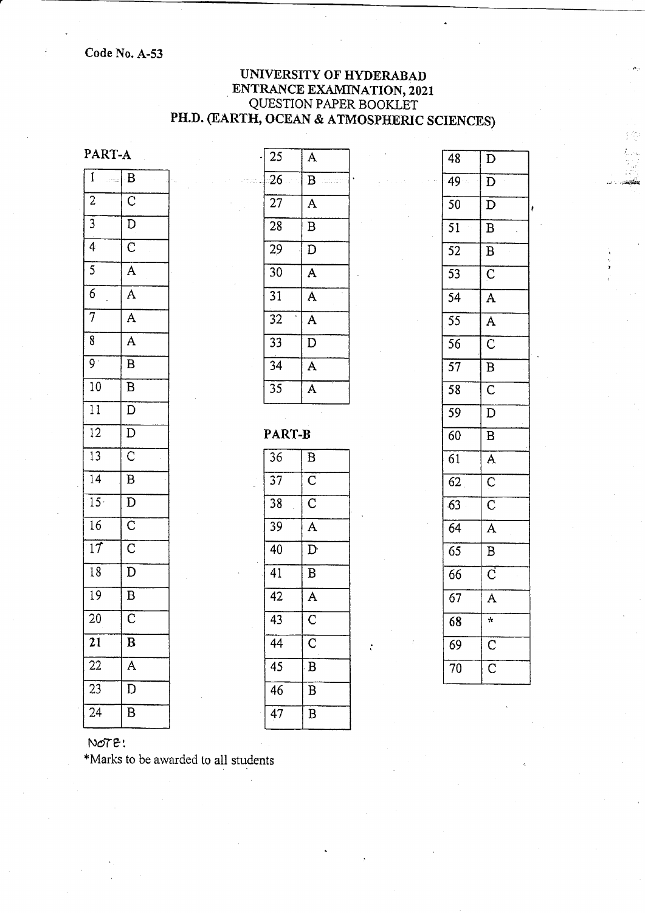Code No. A-53

# UNIVERSITY OF HYDERABAD
## ENTRANCE EXAMINATION, 2021
### QUESTION PAPER BOOKLET
### PH.D. (EARTH, OCEAN & ATMOSPHERIC SCIENCES)

**PART-A**

| | |
|---|---|
| 1 | B |
| 2 | C |
| 3 | D |
| 4 | C |
| 5 | A |
| 6 | A |
| 7 | A |
| 8 | A |
| 9 | B |
| 10 | B |
| 11 | D |
| 12 | D |
| 13 | C |
| 14 | B |
| 15 | D |
| 16 | C |
| 17 | C |
| 18 | D |
| 19 | B |
| 20 | C |
| 21 | B |
| 22 | A |
| 23 | D |
| 24 | B |
| 25 | A |
| 26 | B |
| 27 | A |
| 28 | B |
| 29 | D |
| 30 | A |
| 31 | A |
| 32 | A |
| 33 | D |
| 34 | A |
| 35 | A |

**PART-B**

| | |
|---|---|
| 36 | B |
| 37 | C |
| 38 | C |
| 39 | A |
| 40 | D |
| 41 | B |
| 42 | A |
| 43 | C |
| 44 | C |
| 45 | B |
| 46 | B |
| 47 | B |
| 48 | D |
| 49 | D |
| 50 | D |
| 51 | B |
| 52 | B |
| 53 | C |
| 54 | A |
| 55 | A |
| 56 | C |
| 57 | B |
| 58 | C |
| 59 | D |
| 60 | B |
| 61 | A |
| 62 | C |
| 63 | C |
| 64 | A |
| 65 | B |
| 66 | C |
| 67 | A |
| 68 | * |
| 69 | C |
| 70 | C |

NOTE:
*Marks to be awarded to all students